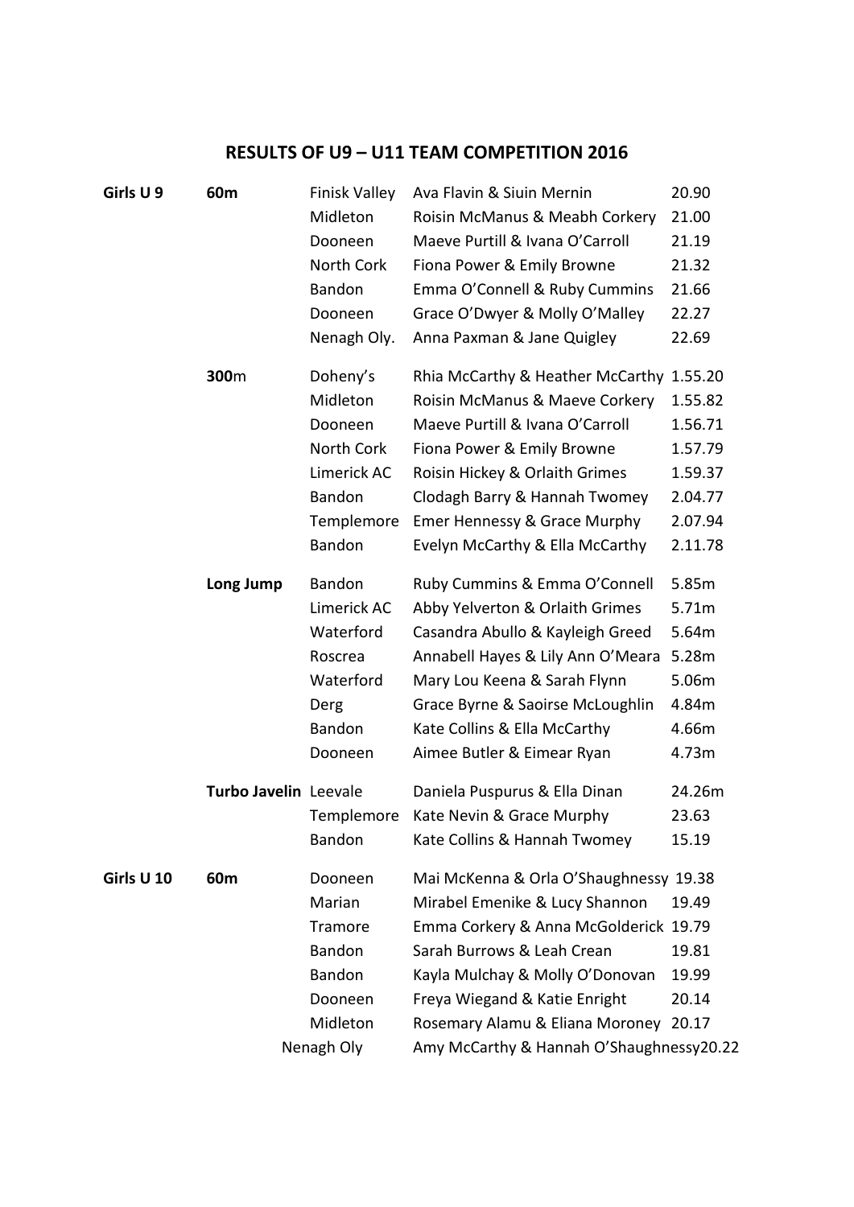## RESULTS OF U9 – U11 TEAM COMPETITION 2016

| Category | Event | Club | Athletes | Result |
|---|---|---|---|---|
| **Girls U 9** | **60m** | Finisk Valley | Ava Flavin & Siuin Mernin | 20.90 |
| | | Midleton | Roisin McManus & Meabh Corkery | 21.00 |
| | | Dooneen | Maeve Purtill & Ivana O'Carroll | 21.19 |
| | | North Cork | Fiona Power & Emily Browne | 21.32 |
| | | Bandon | Emma O'Connell & Ruby Cummins | 21.66 |
| | | Dooneen | Grace O'Dwyer & Molly O'Malley | 22.27 |
| | | Nenagh Oly. | Anna Paxman & Jane Quigley | 22.69 |
| | **300**m | Doheny's | Rhia McCarthy & Heather McCarthy | 1.55.20 |
| | | Midleton | Roisin McManus & Maeve Corkery | 1.55.82 |
| | | Dooneen | Maeve Purtill & Ivana O'Carroll | 1.56.71 |
| | | North Cork | Fiona Power & Emily Browne | 1.57.79 |
| | | Limerick AC | Roisin Hickey & Orlaith Grimes | 1.59.37 |
| | | Bandon | Clodagh Barry & Hannah Twomey | 2.04.77 |
| | | Templemore | Emer Hennessy & Grace Murphy | 2.07.94 |
| | | Bandon | Evelyn McCarthy & Ella McCarthy | 2.11.78 |
| | **Long Jump** | Bandon | Ruby Cummins & Emma O'Connell | 5.85m |
| | | Limerick AC | Abby Yelverton & Orlaith Grimes | 5.71m |
| | | Waterford | Casandra Abullo & Kayleigh Greed | 5.64m |
| | | Roscrea | Annabell Hayes & Lily Ann O'Meara | 5.28m |
| | | Waterford | Mary Lou Keena & Sarah Flynn | 5.06m |
| | | Derg | Grace Byrne & Saoirse McLoughlin | 4.84m |
| | | Bandon | Kate Collins & Ella McCarthy | 4.66m |
| | | Dooneen | Aimee Butler & Eimear Ryan | 4.73m |
| | **Turbo Javelin** | Leevale | Daniela Puspurus & Ella Dinan | 24.26m |
| | | Templemore | Kate Nevin & Grace Murphy | 23.63 |
| | | Bandon | Kate Collins & Hannah Twomey | 15.19 |
| **Girls U 10** | **60m** | Dooneen | Mai McKenna & Orla O'Shaughnessy | 19.38 |
| | | Marian | Mirabel Emenike & Lucy Shannon | 19.49 |
| | | Tramore | Emma Corkery & Anna McGolderick | 19.79 |
| | | Bandon | Sarah Burrows & Leah Crean | 19.81 |
| | | Bandon | Kayla Mulchay & Molly O'Donovan | 19.99 |
| | | Dooneen | Freya Wiegand & Katie Enright | 20.14 |
| | | Midleton | Rosemary Alamu & Eliana Moroney | 20.17 |
| | | Nenagh Oly | Amy McCarthy & Hannah O'Shaughnessy | 20.22 |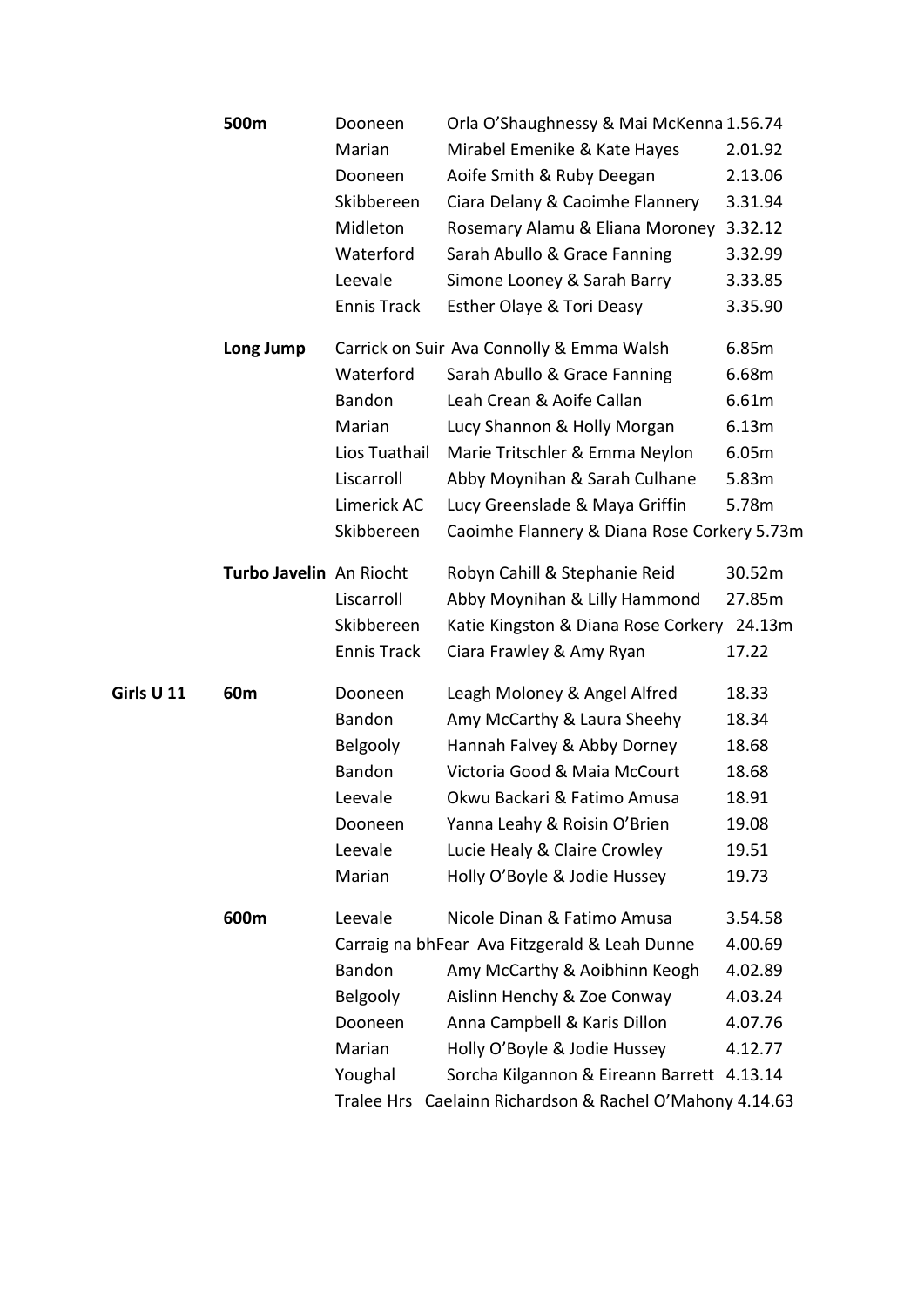| | Event | Club | Athletes | Result |
|---|---|---|---|---|
| | **500m** | Dooneen | Orla O'Shaughnessy & Mai McKenna | 1.56.74 |
| | | Marian | Mirabel Emenike & Kate Hayes | 2.01.92 |
| | | Dooneen | Aoife Smith & Ruby Deegan | 2.13.06 |
| | | Skibbereen | Ciara Delany & Caoimhe Flannery | 3.31.94 |
| | | Midleton | Rosemary Alamu & Eliana Moroney | 3.32.12 |
| | | Waterford | Sarah Abullo & Grace Fanning | 3.32.99 |
| | | Leevale | Simone Looney & Sarah Barry | 3.33.85 |
| | | Ennis Track | Esther Olaye & Tori Deasy | 3.35.90 |
| | **Long Jump** | Carrick on Suir | Ava Connolly & Emma Walsh | 6.85m |
| | | Waterford | Sarah Abullo & Grace Fanning | 6.68m |
| | | Bandon | Leah Crean & Aoife Callan | 6.61m |
| | | Marian | Lucy Shannon & Holly Morgan | 6.13m |
| | | Lios Tuathail | Marie Tritschler & Emma Neylon | 6.05m |
| | | Liscarroll | Abby Moynihan & Sarah Culhane | 5.83m |
| | | Limerick AC | Lucy Greenslade & Maya Griffin | 5.78m |
| | | Skibbereen | Caoimhe Flannery & Diana Rose Corkery | 5.73m |
| | **Turbo Javelin** | An Riocht | Robyn Cahill & Stephanie Reid | 30.52m |
| | | Liscarroll | Abby Moynihan & Lilly Hammond | 27.85m |
| | | Skibbereen | Katie Kingston & Diana Rose Corkery | 24.13m |
| | | Ennis Track | Ciara Frawley & Amy Ryan | 17.22 |
| **Girls U 11** | **60m** | Dooneen | Leagh Moloney & Angel Alfred | 18.33 |
| | | Bandon | Amy McCarthy & Laura Sheehy | 18.34 |
| | | Belgooly | Hannah Falvey & Abby Dorney | 18.68 |
| | | Bandon | Victoria Good & Maia McCourt | 18.68 |
| | | Leevale | Okwu Backari & Fatimo Amusa | 18.91 |
| | | Dooneen | Yanna Leahy & Roisin O'Brien | 19.08 |
| | | Leevale | Lucie Healy & Claire Crowley | 19.51 |
| | | Marian | Holly O'Boyle & Jodie Hussey | 19.73 |
| | **600m** | Leevale | Nicole Dinan & Fatimo Amusa | 3.54.58 |
| | | Carraig na bhFear | Ava Fitzgerald & Leah Dunne | 4.00.69 |
| | | Bandon | Amy McCarthy & Aoibhinn Keogh | 4.02.89 |
| | | Belgooly | Aislinn Henchy & Zoe Conway | 4.03.24 |
| | | Dooneen | Anna Campbell & Karis Dillon | 4.07.76 |
| | | Marian | Holly O'Boyle & Jodie Hussey | 4.12.77 |
| | | Youghal | Sorcha Kilgannon & Eireann Barrett | 4.13.14 |
| | | Tralee Hrs | Caelainn Richardson & Rachel O'Mahony | 4.14.63 |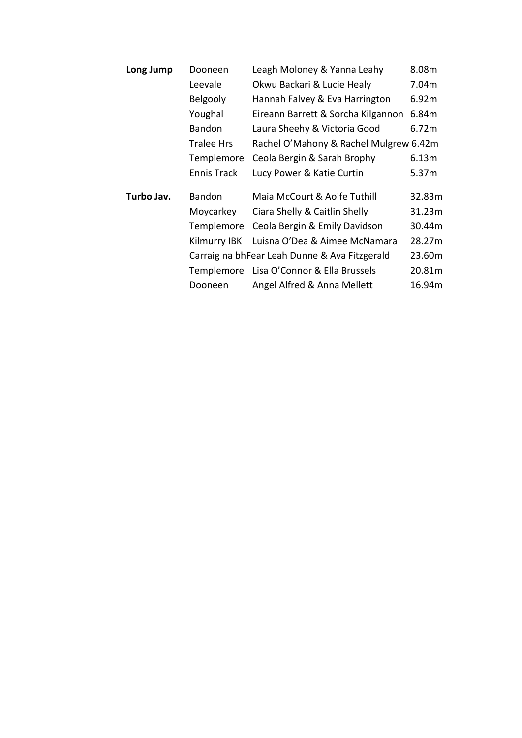| | | | |
|---|---|---|---|
| **Long Jump** | Dooneen | Leagh Moloney & Yanna Leahy | 8.08m |
| | Leevale | Okwu Backari & Lucie Healy | 7.04m |
| | Belgooly | Hannah Falvey & Eva Harrington | 6.92m |
| | Youghal | Eireann Barrett & Sorcha Kilgannon | 6.84m |
| | Bandon | Laura Sheehy & Victoria Good | 6.72m |
| | Tralee Hrs | Rachel O'Mahony & Rachel Mulgrew | 6.42m |
| | Templemore | Ceola Bergin & Sarah Brophy | 6.13m |
| | Ennis Track | Lucy Power & Katie Curtin | 5.37m |
| **Turbo Jav.** | Bandon | Maia McCourt & Aoife Tuthill | 32.83m |
| | Moycarkey | Ciara Shelly & Caitlin Shelly | 31.23m |
| | Templemore | Ceola Bergin & Emily Davidson | 30.44m |
| | Kilmurry IBK | Luisna O'Dea & Aimee McNamara | 28.27m |
| | Carraig na bhFear | Leah Dunne & Ava Fitzgerald | 23.60m |
| | Templemore | Lisa O'Connor & Ella Brussels | 20.81m |
| | Dooneen | Angel Alfred & Anna Mellett | 16.94m |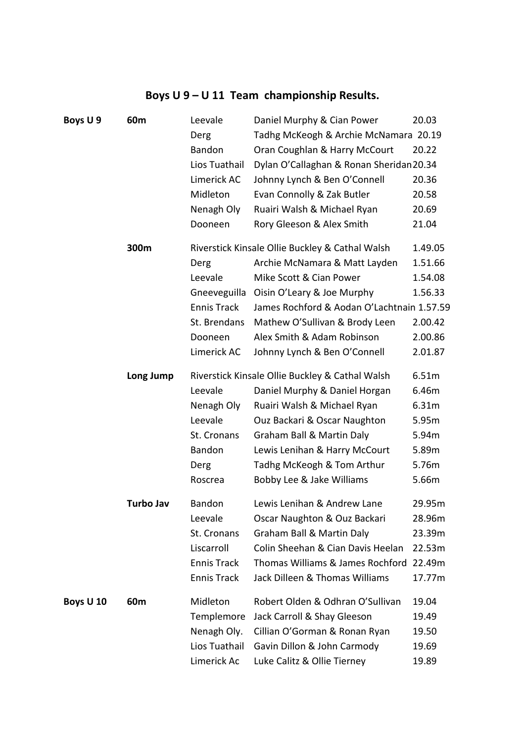## Boys U 9 – U 11 Team championship Results.

| | | | | |
|---|---|---|---|---|
| **Boys U 9** | **60m** | Leevale | Daniel Murphy & Cian Power | 20.03 |
| | | Derg | Tadhg McKeogh & Archie McNamara | 20.19 |
| | | Bandon | Oran Coughlan & Harry McCourt | 20.22 |
| | | Lios Tuathail | Dylan O'Callaghan & Ronan Sheridan | 20.34 |
| | | Limerick AC | Johnny Lynch & Ben O'Connell | 20.36 |
| | | Midleton | Evan Connolly & Zak Butler | 20.58 |
| | | Nenagh Oly | Ruairi Walsh & Michael Ryan | 20.69 |
| | | Dooneen | Rory Gleeson & Alex Smith | 21.04 |
| | **300m** | Riverstick Kinsale | Ollie Buckley & Cathal Walsh | 1.49.05 |
| | | Derg | Archie McNamara & Matt Layden | 1.51.66 |
| | | Leevale | Mike Scott & Cian Power | 1.54.08 |
| | | Gneeveguilla | Oisin O'Leary & Joe Murphy | 1.56.33 |
| | | Ennis Track | James Rochford & Aodan O'Lachtnain | 1.57.59 |
| | | St. Brendans | Mathew O'Sullivan & Brody Leen | 2.00.42 |
| | | Dooneen | Alex Smith & Adam Robinson | 2.00.86 |
| | | Limerick AC | Johnny Lynch & Ben O'Connell | 2.01.87 |
| | **Long Jump** | Riverstick Kinsale | Ollie Buckley & Cathal Walsh | 6.51m |
| | | Leevale | Daniel Murphy & Daniel Horgan | 6.46m |
| | | Nenagh Oly | Ruairi Walsh & Michael Ryan | 6.31m |
| | | Leevale | Ouz Backari & Oscar Naughton | 5.95m |
| | | St. Cronans | Graham Ball & Martin Daly | 5.94m |
| | | Bandon | Lewis Lenihan & Harry McCourt | 5.89m |
| | | Derg | Tadhg McKeogh & Tom Arthur | 5.76m |
| | | Roscrea | Bobby Lee & Jake Williams | 5.66m |
| | **Turbo Jav** | Bandon | Lewis Lenihan & Andrew Lane | 29.95m |
| | | Leevale | Oscar Naughton & Ouz Backari | 28.96m |
| | | St. Cronans | Graham Ball & Martin Daly | 23.39m |
| | | Liscarroll | Colin Sheehan & Cian Davis Heelan | 22.53m |
| | | Ennis Track | Thomas Williams & James Rochford | 22.49m |
| | | Ennis Track | Jack Dilleen & Thomas Williams | 17.77m |
| **Boys U 10** | **60m** | Midleton | Robert Olden & Odhran O'Sullivan | 19.04 |
| | | Templemore | Jack Carroll & Shay Gleeson | 19.49 |
| | | Nenagh Oly. | Cillian O'Gorman & Ronan Ryan | 19.50 |
| | | Lios Tuathail | Gavin Dillon & John Carmody | 19.69 |
| | | Limerick Ac | Luke Calitz & Ollie Tierney | 19.89 |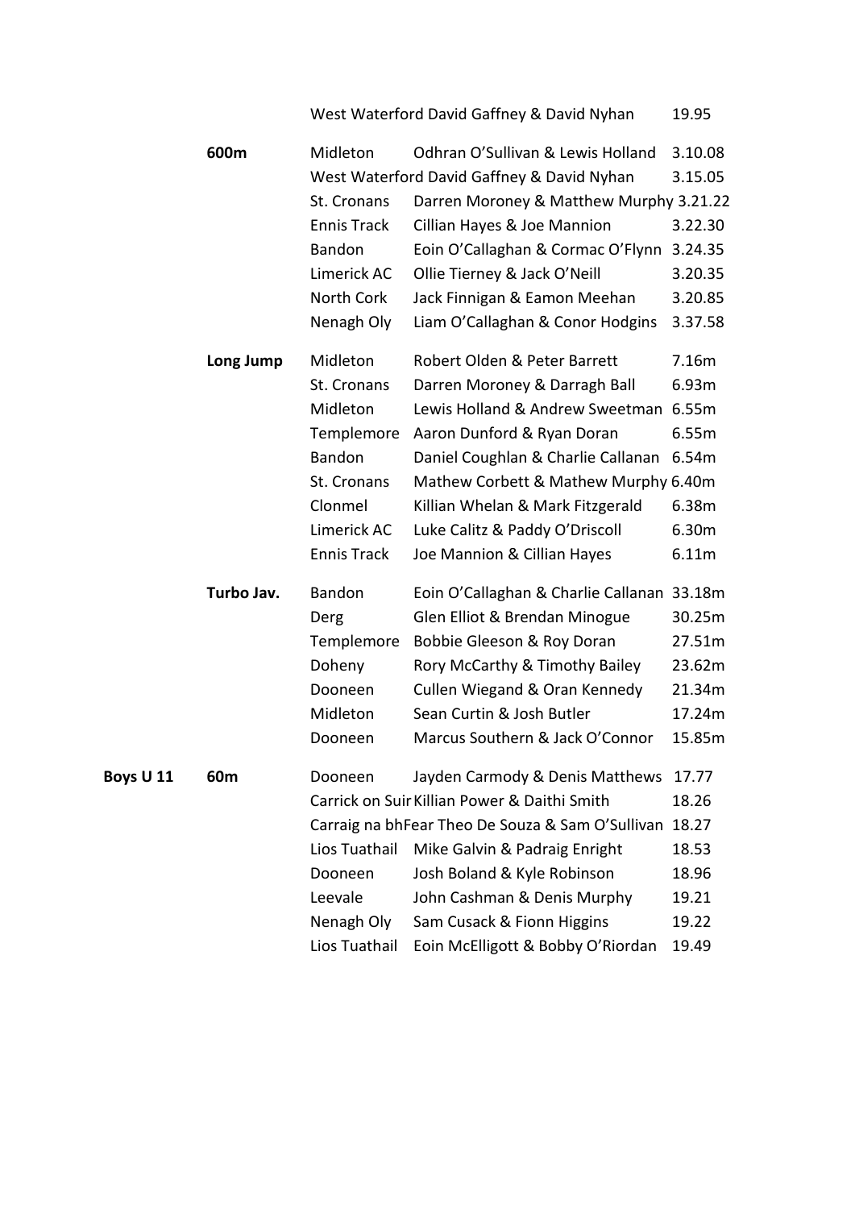| | | | | |
|---|---|---|---|---|
| | | West Waterford | David Gaffney & David Nyhan | 19.95 |
| | 600m | Midleton | Odhran O'Sullivan & Lewis Holland | 3.10.08 |
| | | West Waterford | David Gaffney & David Nyhan | 3.15.05 |
| | | St. Cronans | Darren Moroney & Matthew Murphy | 3.21.22 |
| | | Ennis Track | Cillian Hayes & Joe Mannion | 3.22.30 |
| | | Bandon | Eoin O'Callaghan & Cormac O'Flynn | 3.24.35 |
| | | Limerick AC | Ollie Tierney & Jack O'Neill | 3.20.35 |
| | | North Cork | Jack Finnigan & Eamon Meehan | 3.20.85 |
| | | Nenagh Oly | Liam O'Callaghan & Conor Hodgins | 3.37.58 |
| | Long Jump | Midleton | Robert Olden & Peter Barrett | 7.16m |
| | | St. Cronans | Darren Moroney & Darragh Ball | 6.93m |
| | | Midleton | Lewis Holland & Andrew Sweetman | 6.55m |
| | | Templemore | Aaron Dunford & Ryan Doran | 6.55m |
| | | Bandon | Daniel Coughlan & Charlie Callanan | 6.54m |
| | | St. Cronans | Mathew Corbett & Mathew Murphy | 6.40m |
| | | Clonmel | Killian Whelan & Mark Fitzgerald | 6.38m |
| | | Limerick AC | Luke Calitz & Paddy O'Driscoll | 6.30m |
| | | Ennis Track | Joe Mannion & Cillian Hayes | 6.11m |
| | Turbo Jav. | Bandon | Eoin O'Callaghan & Charlie Callanan | 33.18m |
| | | Derg | Glen Elliot & Brendan Minogue | 30.25m |
| | | Templemore | Bobbie Gleeson & Roy Doran | 27.51m |
| | | Doheny | Rory McCarthy & Timothy Bailey | 23.62m |
| | | Dooneen | Cullen Wiegand & Oran Kennedy | 21.34m |
| | | Midleton | Sean Curtin & Josh Butler | 17.24m |
| | | Dooneen | Marcus Southern & Jack O'Connor | 15.85m |
| Boys U 11 | 60m | Dooneen | Jayden Carmody & Denis Matthews | 17.77 |
| | | Carrick on Suir | Killian Power & Daithi Smith | 18.26 |
| | | Carraig na bhFear | Theo De Souza & Sam O'Sullivan | 18.27 |
| | | Lios Tuathail | Mike Galvin & Padraig Enright | 18.53 |
| | | Dooneen | Josh Boland & Kyle Robinson | 18.96 |
| | | Leevale | John Cashman & Denis Murphy | 19.21 |
| | | Nenagh Oly | Sam Cusack & Fionn Higgins | 19.22 |
| | | Lios Tuathail | Eoin McElligott & Bobby O'Riordan | 19.49 |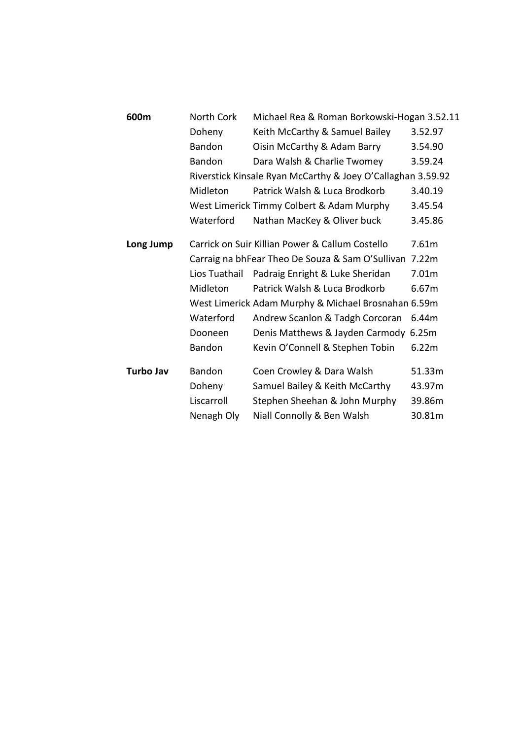| | | | |
|---|---|---|---|
| **600m** | North Cork | Michael Rea & Roman Borkowski-Hogan | 3.52.11 |
| | Doheny | Keith McCarthy & Samuel Bailey | 3.52.97 |
| | Bandon | Oisin McCarthy & Adam Barry | 3.54.90 |
| | Bandon | Dara Walsh & Charlie Twomey | 3.59.24 |
| | Riverstick Kinsale | Ryan McCarthy & Joey O'Callaghan | 3.59.92 |
| | Midleton | Patrick Walsh & Luca Brodkorb | 3.40.19 |
| | West Limerick | Timmy Colbert & Adam Murphy | 3.45.54 |
| | Waterford | Nathan MacKey & Oliver buck | 3.45.86 |
| **Long Jump** | Carrick on Suir | Killian Power & Callum Costello | 7.61m |
| | Carraig na bhFear | Theo De Souza & Sam O'Sullivan | 7.22m |
| | Lios Tuathail | Padraig Enright & Luke Sheridan | 7.01m |
| | Midleton | Patrick Walsh & Luca Brodkorb | 6.67m |
| | West Limerick | Adam Murphy & Michael Brosnahan | 6.59m |
| | Waterford | Andrew Scanlon & Tadgh Corcoran | 6.44m |
| | Dooneen | Denis Matthews & Jayden Carmody | 6.25m |
| | Bandon | Kevin O'Connell & Stephen Tobin | 6.22m |
| **Turbo Jav** | Bandon | Coen Crowley & Dara Walsh | 51.33m |
| | Doheny | Samuel Bailey & Keith McCarthy | 43.97m |
| | Liscarroll | Stephen Sheehan & John Murphy | 39.86m |
| | Nenagh Oly | Niall Connolly & Ben Walsh | 30.81m |